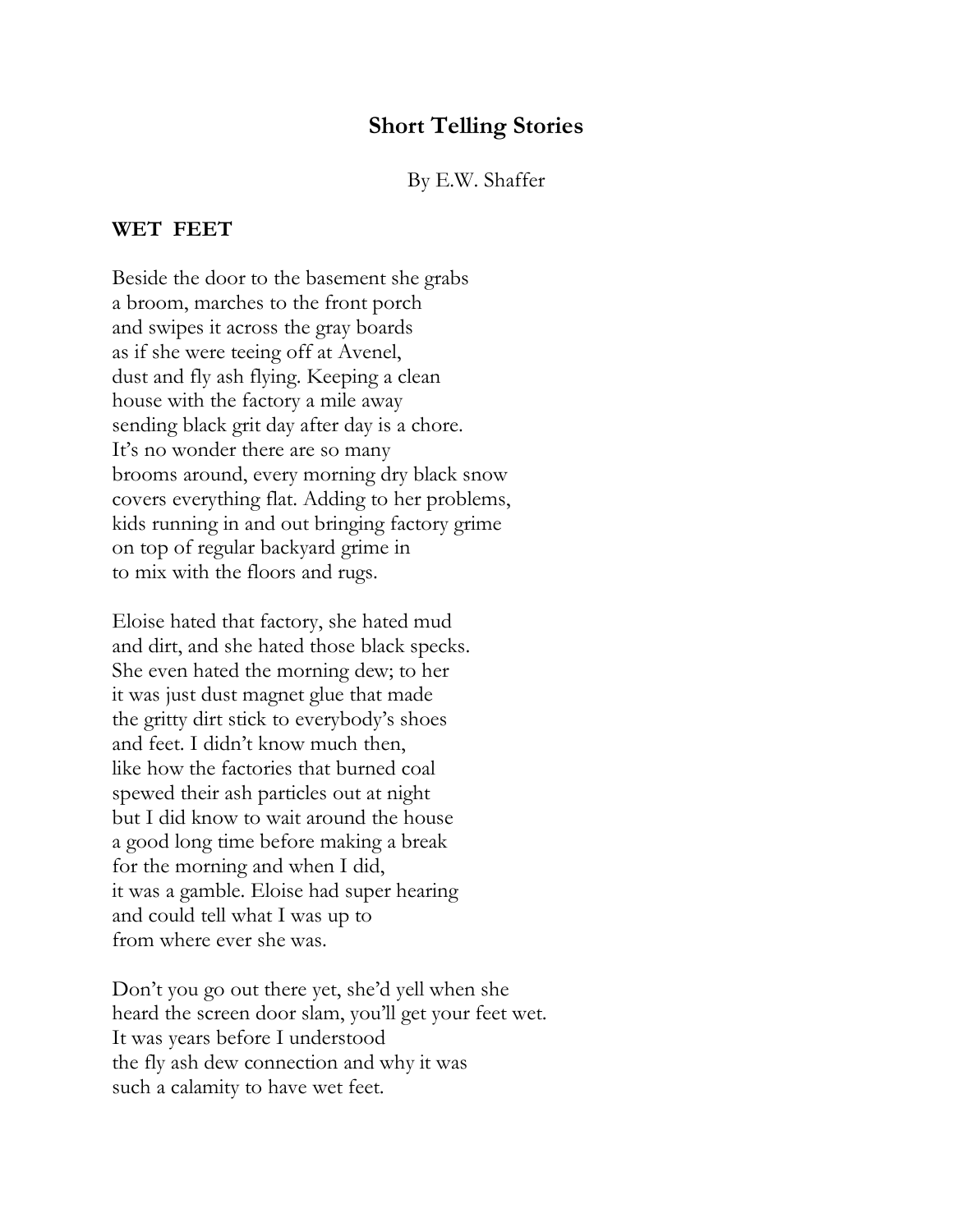# Short Telling Stories

By E.W. Shaffer

## WET FEET

Beside the door to the basement she grabs  
a broom, marches to the front porch  
and swipes it across the gray boards  
as if she were teeing off at Avenel,  
dust and fly ash flying. Keeping a clean  
house with the factory a mile away  
sending black grit day after day is a chore.  
It's no wonder there are so many  
brooms around, every morning dry black snow  
covers everything flat. Adding to her problems,  
kids running in and out bringing factory grime  
on top of regular backyard grime in  
to mix with the floors and rugs.

Eloise hated that factory, she hated mud  
and dirt, and she hated those black specks.  
She even hated the morning dew; to her  
it was just dust magnet glue that made  
the gritty dirt stick to everybody's shoes  
and feet. I didn't know much then,  
like how the factories that burned coal  
spewed their ash particles out at night  
but I did know to wait around the house  
a good long time before making a break  
for the morning and when I did,  
it was a gamble. Eloise had super hearing  
and could tell what I was up to  
from where ever she was.

Don't you go out there yet, she'd yell when she  
heard the screen door slam, you'll get your feet wet.  
It was years before I understood  
the fly ash dew connection and why it was  
such a calamity to have wet feet.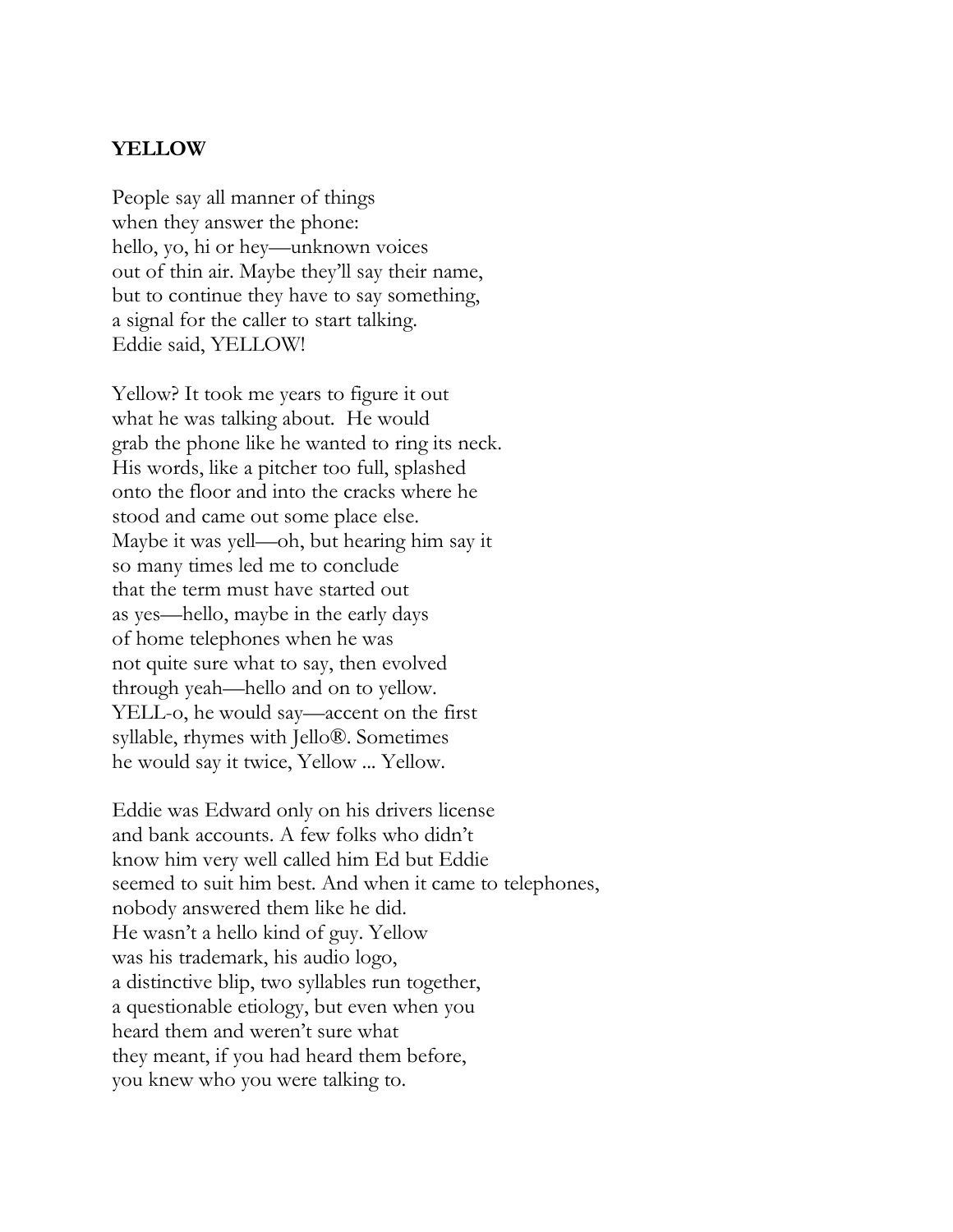**YELLOW**

People say all manner of things
when they answer the phone:
hello, yo, hi or hey—unknown voices
out of thin air. Maybe they'll say their name,
but to continue they have to say something,
a signal for the caller to start talking.
Eddie said, YELLOW!

Yellow? It took me years to figure it out
what he was talking about. He would
grab the phone like he wanted to ring its neck.
His words, like a pitcher too full, splashed
onto the floor and into the cracks where he
stood and came out some place else.
Maybe it was yell—oh, but hearing him say it
so many times led me to conclude
that the term must have started out
as yes—hello, maybe in the early days
of home telephones when he was
not quite sure what to say, then evolved
through yeah—hello and on to yellow.
YELL-o, he would say—accent on the first
syllable, rhymes with Jello®. Sometimes
he would say it twice, Yellow ... Yellow.

Eddie was Edward only on his drivers license
and bank accounts. A few folks who didn't
know him very well called him Ed but Eddie
seemed to suit him best. And when it came to telephones,
nobody answered them like he did.
He wasn't a hello kind of guy. Yellow
was his trademark, his audio logo,
a distinctive blip, two syllables run together,
a questionable etiology, but even when you
heard them and weren't sure what
they meant, if you had heard them before,
you knew who you were talking to.